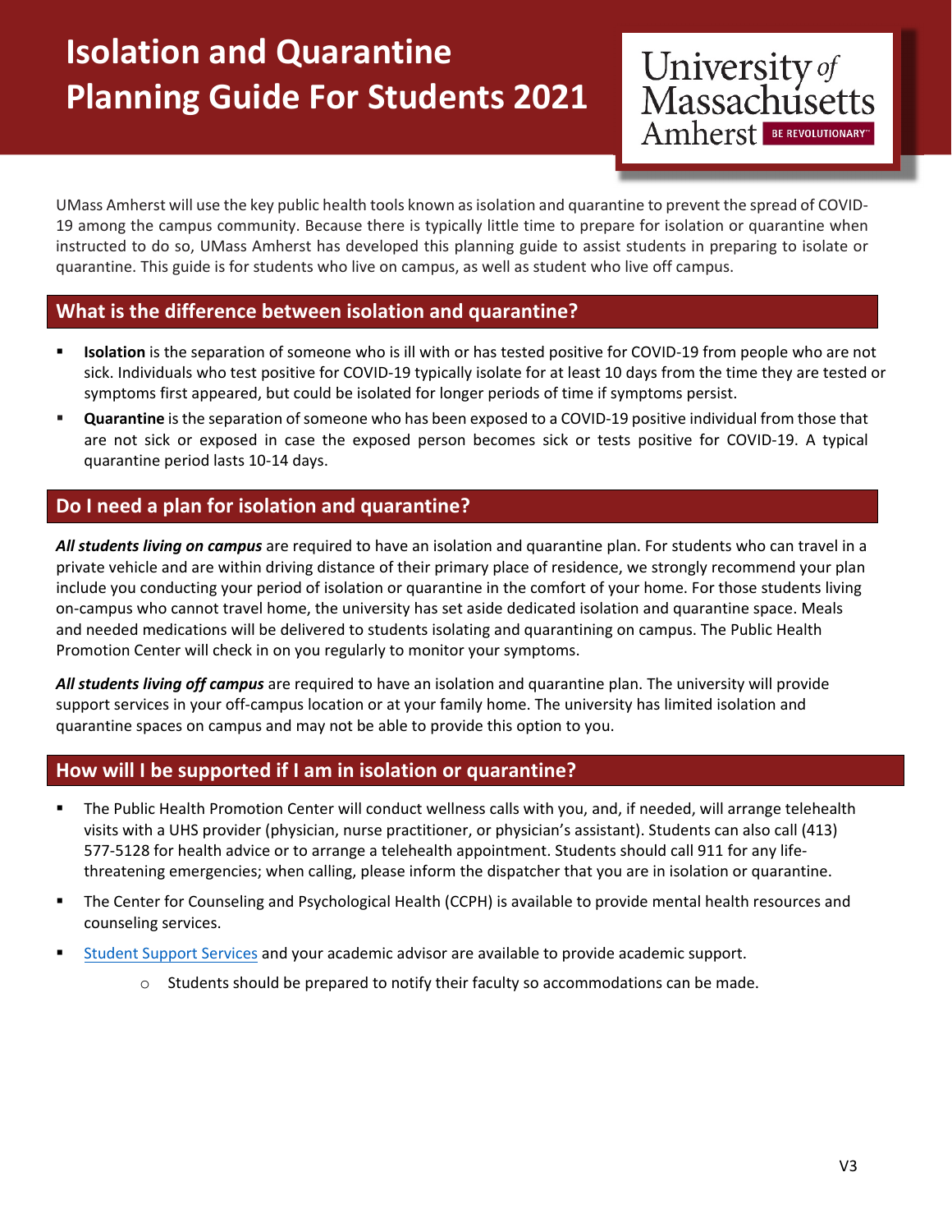# Isolation and Quarantine Planning Guide For Students 2021

University of Massachusetts Amherst BE REVOLUTIONARY™

UMass Amherst will use the key public health tools known as isolation and quarantine to prevent the spread of COVID-19 among the campus community. Because there is typically little time to prepare for isolation or quarantine when instructed to do so, UMass Amherst has developed this planning guide to assist students in preparing to isolate or quarantine. This guide is for students who live on campus, as well as student who live off campus.

## What is the difference between isolation and quarantine?

- **Isolation** is the separation of someone who is ill with or has tested positive for COVID-19 from people who are not sick. Individuals who test positive for COVID-19 typically isolate for at least 10 days from the time they are tested or symptoms first appeared, but could be isolated for longer periods of time if symptoms persist.
- **Quarantine** is the separation of someone who has been exposed to a COVID-19 positive individual from those that are not sick or exposed in case the exposed person becomes sick or tests positive for COVID-19. A typical quarantine period lasts 10-14 days.

## Do I need a plan for isolation and quarantine?

***All students living on campus*** are required to have an isolation and quarantine plan. For students who can travel in a private vehicle and are within driving distance of their primary place of residence, we strongly recommend your plan include you conducting your period of isolation or quarantine in the comfort of your home. For those students living on-campus who cannot travel home, the university has set aside dedicated isolation and quarantine space. Meals and needed medications will be delivered to students isolating and quarantining on campus. The Public Health Promotion Center will check in on you regularly to monitor your symptoms.

***All students living off campus*** are required to have an isolation and quarantine plan. The university will provide support services in your off-campus location or at your family home. The university has limited isolation and quarantine spaces on campus and may not be able to provide this option to you.

## How will I be supported if I am in isolation or quarantine?

- The Public Health Promotion Center will conduct wellness calls with you, and, if needed, will arrange telehealth visits with a UHS provider (physician, nurse practitioner, or physician's assistant). Students can also call (413) 577-5128 for health advice or to arrange a telehealth appointment. Students should call 911 for any life-threatening emergencies; when calling, please inform the dispatcher that you are in isolation or quarantine.
- The Center for Counseling and Psychological Health (CCPH) is available to provide mental health resources and counseling services.
- Student Support Services and your academic advisor are available to provide academic support.
  - Students should be prepared to notify their faculty so accommodations can be made.

V3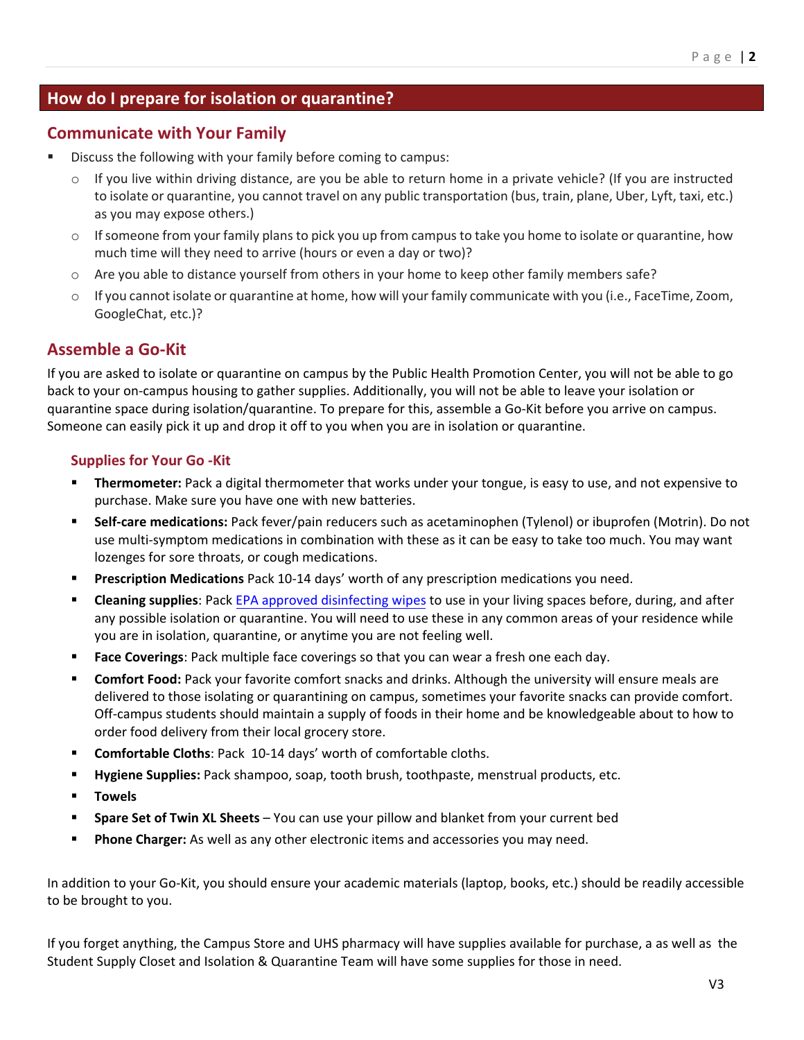## How do I prepare for isolation or quarantine?

### Communicate with Your Family

- Discuss the following with your family before coming to campus:
  - If you live within driving distance, are you be able to return home in a private vehicle? (If you are instructed to isolate or quarantine, you cannot travel on any public transportation (bus, train, plane, Uber, Lyft, taxi, etc.) as you may expose others.)
  - If someone from your family plans to pick you up from campus to take you home to isolate or quarantine, how much time will they need to arrive (hours or even a day or two)?
  - Are you able to distance yourself from others in your home to keep other family members safe?
  - If you cannot isolate or quarantine at home, how will your family communicate with you (i.e., FaceTime, Zoom, GoogleChat, etc.)?

### Assemble a Go-Kit

If you are asked to isolate or quarantine on campus by the Public Health Promotion Center, you will not be able to go back to your on-campus housing to gather supplies. Additionally, you will not be able to leave your isolation or quarantine space during isolation/quarantine. To prepare for this, assemble a Go-Kit before you arrive on campus. Someone can easily pick it up and drop it off to you when you are in isolation or quarantine.

#### Supplies for Your Go -Kit

- **Thermometer:** Pack a digital thermometer that works under your tongue, is easy to use, and not expensive to purchase. Make sure you have one with new batteries.
- **Self-care medications:** Pack fever/pain reducers such as acetaminophen (Tylenol) or ibuprofen (Motrin). Do not use multi-symptom medications in combination with these as it can be easy to take too much. You may want lozenges for sore throats, or cough medications.
- **Prescription Medications** Pack 10-14 days' worth of any prescription medications you need.
- **Cleaning supplies**: Pack EPA approved disinfecting wipes to use in your living spaces before, during, and after any possible isolation or quarantine. You will need to use these in any common areas of your residence while you are in isolation, quarantine, or anytime you are not feeling well.
- **Face Coverings**: Pack multiple face coverings so that you can wear a fresh one each day.
- **Comfort Food:** Pack your favorite comfort snacks and drinks. Although the university will ensure meals are delivered to those isolating or quarantining on campus, sometimes your favorite snacks can provide comfort. Off-campus students should maintain a supply of foods in their home and be knowledgeable about to how to order food delivery from their local grocery store.
- **Comfortable Cloths**: Pack 10-14 days' worth of comfortable cloths.
- **Hygiene Supplies:** Pack shampoo, soap, tooth brush, toothpaste, menstrual products, etc.
- **Towels**
- **Spare Set of Twin XL Sheets** – You can use your pillow and blanket from your current bed
- **Phone Charger:** As well as any other electronic items and accessories you may need.

In addition to your Go-Kit, you should ensure your academic materials (laptop, books, etc.) should be readily accessible to be brought to you.

If you forget anything, the Campus Store and UHS pharmacy will have supplies available for purchase, a as well as the Student Supply Closet and Isolation & Quarantine Team will have some supplies for those in need.

V3